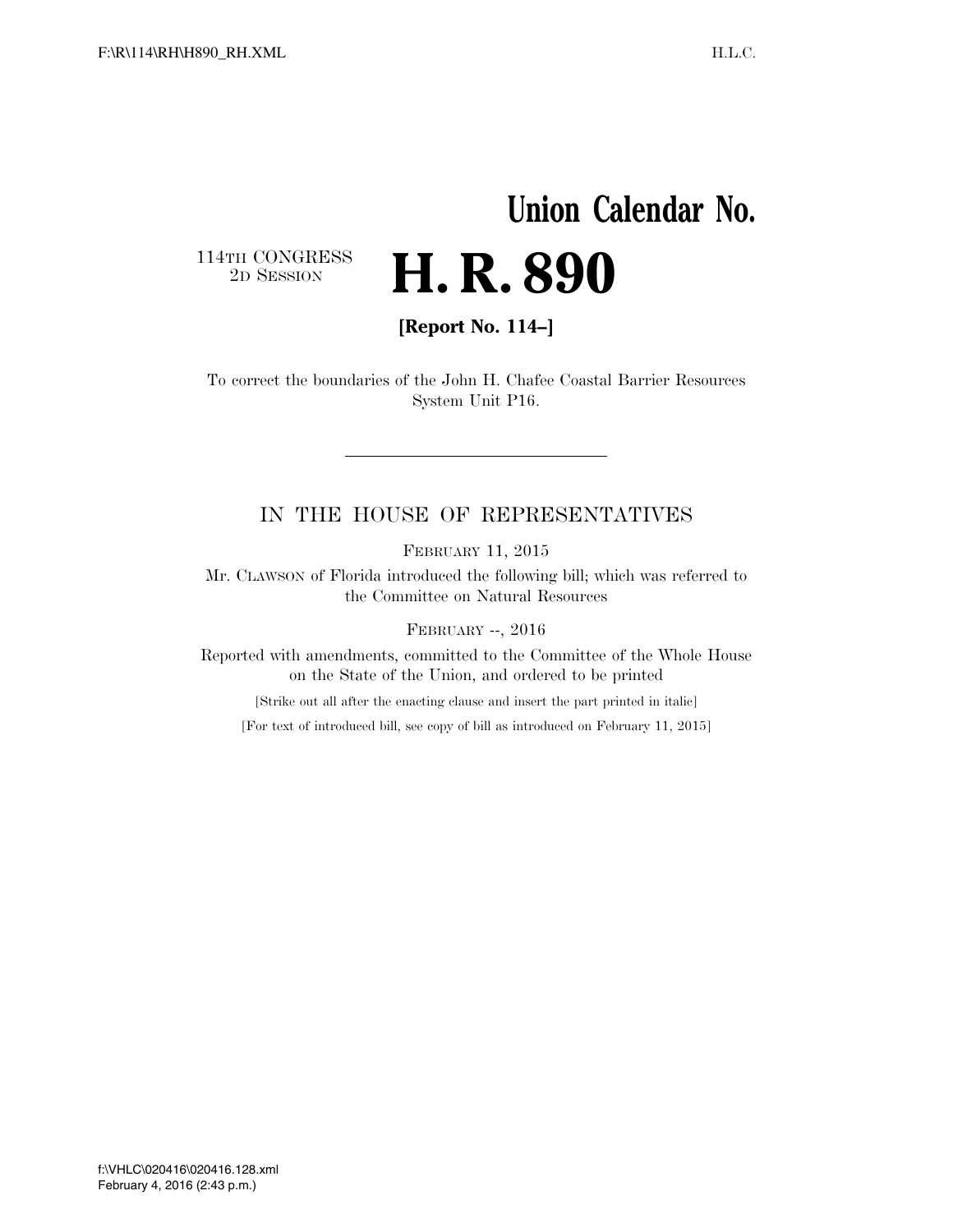# Union Calendar No.

114TH CONGRESS
2D SESSION

# H. R. 890

**[Report No. 114–]**

To correct the boundaries of the John H. Chafee Coastal Barrier Resources System Unit P16.

---

## IN THE HOUSE OF REPRESENTATIVES

FEBRUARY 11, 2015

Mr. CLAWSON of Florida introduced the following bill; which was referred to the Committee on Natural Resources

FEBRUARY --, 2016

Reported with amendments, committed to the Committee of the Whole House on the State of the Union, and ordered to be printed

[Strike out all after the enacting clause and insert the part printed in italic]

[For text of introduced bill, see copy of bill as introduced on February 11, 2015]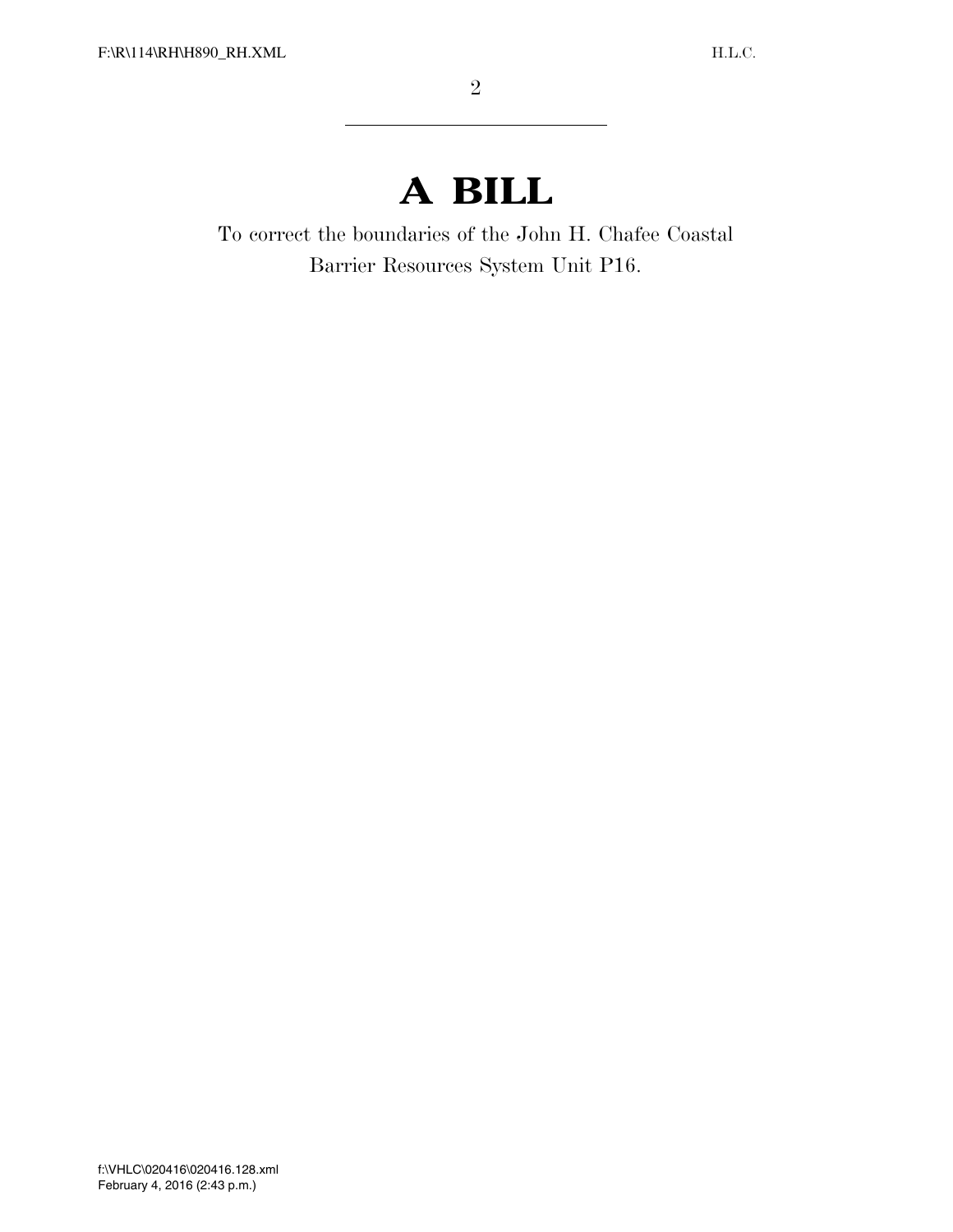# A BILL

To correct the boundaries of the John H. Chafee Coastal Barrier Resources System Unit P16.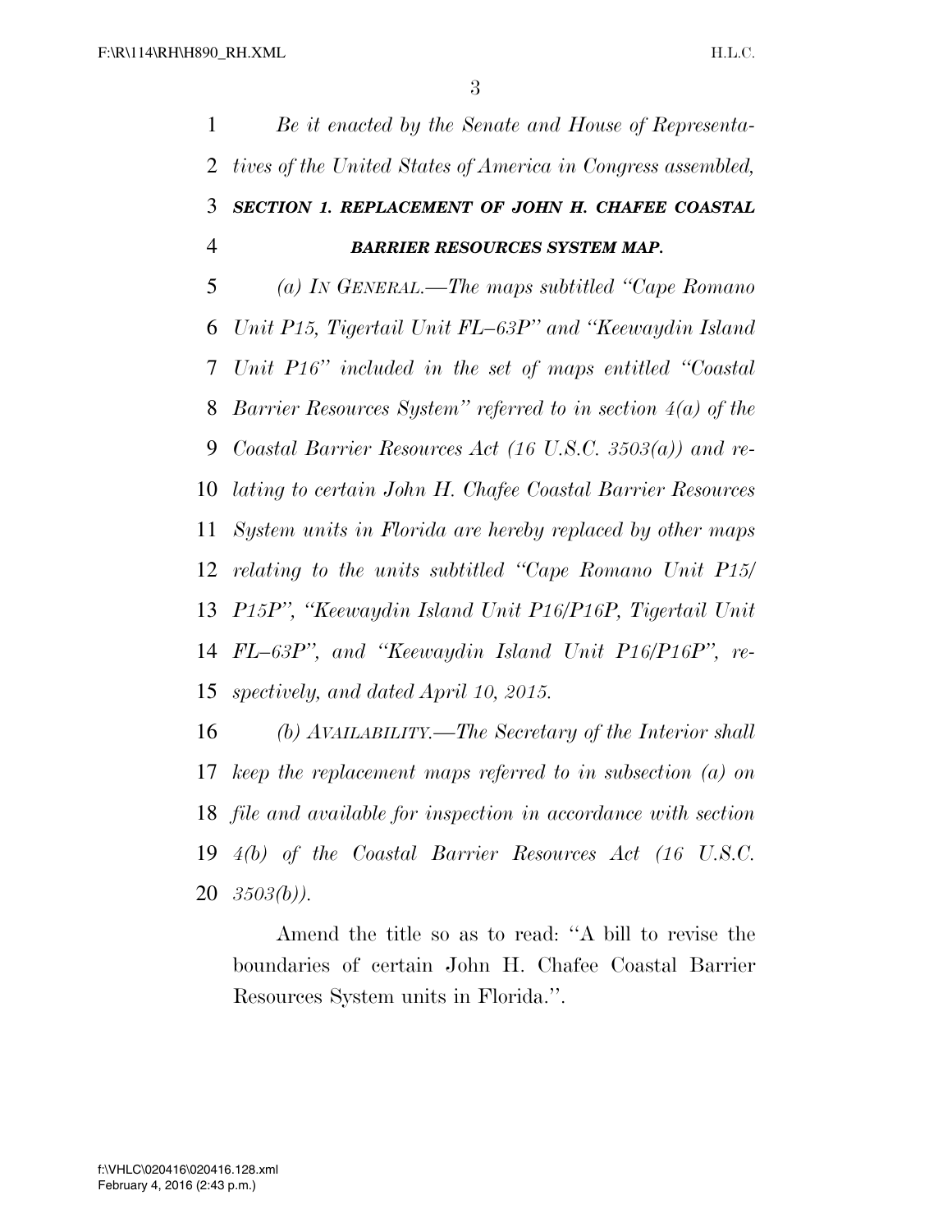*Be it enacted by the Senate and House of Representatives of the United States of America in Congress assembled,*

***SECTION 1. REPLACEMENT OF JOHN H. CHAFEE COASTAL BARRIER RESOURCES SYSTEM MAP.***

*(a) IN GENERAL.—The maps subtitled "Cape Romano Unit P15, Tigertail Unit FL–63P" and "Keewaydin Island Unit P16" included in the set of maps entitled "Coastal Barrier Resources System" referred to in section 4(a) of the Coastal Barrier Resources Act (16 U.S.C. 3503(a)) and relating to certain John H. Chafee Coastal Barrier Resources System units in Florida are hereby replaced by other maps relating to the units subtitled "Cape Romano Unit P15/P15P", "Keewaydin Island Unit P16/P16P, Tigertail Unit FL–63P", and "Keewaydin Island Unit P16/P16P", respectively, and dated April 10, 2015.*

*(b) AVAILABILITY.—The Secretary of the Interior shall keep the replacement maps referred to in subsection (a) on file and available for inspection in accordance with section 4(b) of the Coastal Barrier Resources Act (16 U.S.C. 3503(b)).*

Amend the title so as to read: "A bill to revise the boundaries of certain John H. Chafee Coastal Barrier Resources System units in Florida.".